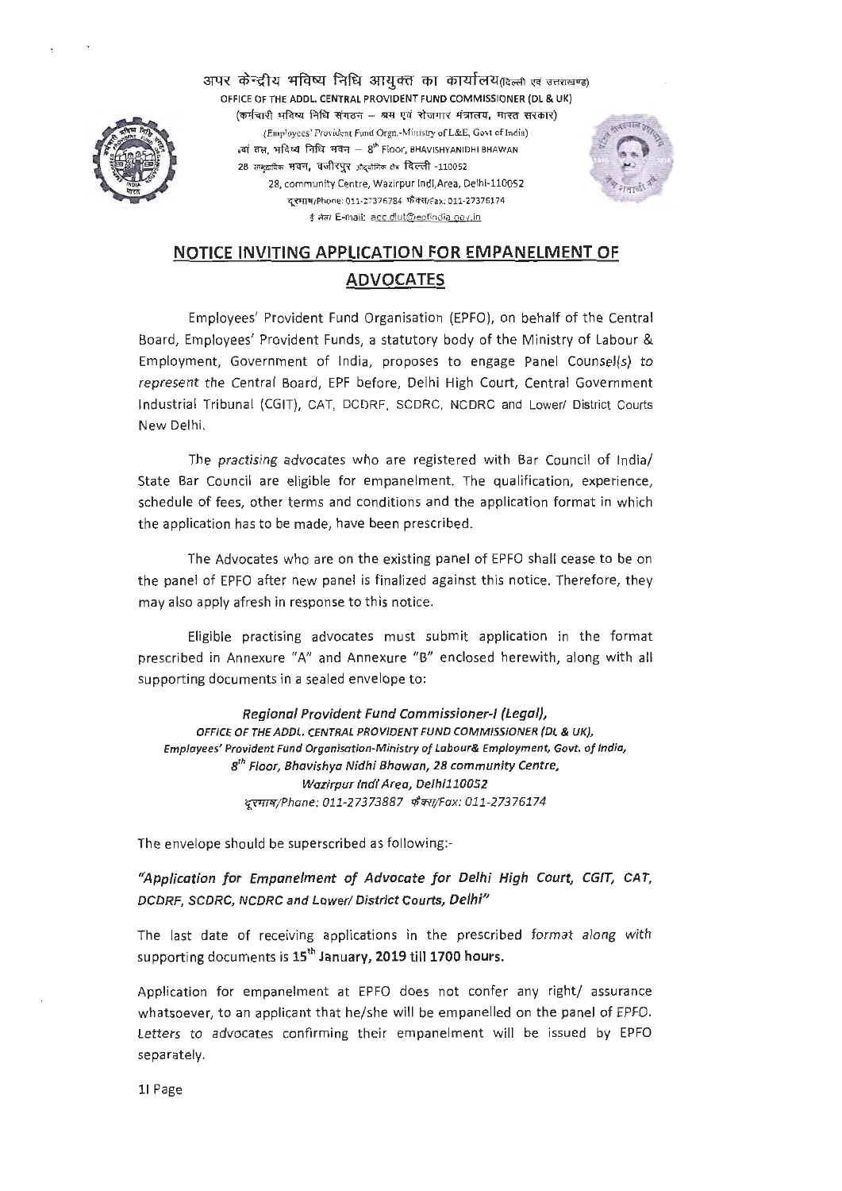अपर केन्द्रीय भविष्य निधि आयुक्त का कार्यालय(दिल्ली एवं उत्तराखण्ड)
OFFICE OF THE ADDL. CENTRAL PROVIDENT FUND COMMISSIONER (DL & UK)
(कर्मचारी भविष्य निधि संगठन – श्रम एवं रोजगार मंत्रालय, भारत सरकार)
(Employees' Provident Fund Orgn.-Ministry of L&E, Govt of India)
8वां तल, भविष्य निधि भवन – 8th Floor, BHAVISHYANIDHI BHAWAN
28 सामुदायिक भवन, वजीरपुर औद्योगिक क्षेत्र दिल्ली -110052
28, community Centre, Wazirpur Indl.Area, Delhi-110052
दूरभाष/Phone: 011-27376784 फैक्स/Fax: 011-27376174
ई मेल/ E-mail: acc.dlut@epfindia.gov.in

# NOTICE INVITING APPLICATION FOR EMPANELMENT OF ADVOCATES

Employees' Provident Fund Organisation (EPFO), on behalf of the Central Board, Employees' Provident Funds, a statutory body of the Ministry of Labour & Employment, Government of India, proposes to engage Panel Counsel(s) to represent the Central Board, EPF before, Delhi High Court, Central Government Industrial Tribunal (CGIT), CAT, DCDRF, SCDRC, NCDRC and Lower/ District Courts New Delhi.

The *practising* advocates who are registered with Bar Council of India/ State Bar Council are eligible for empanelment. The qualification, experience, schedule of fees, other terms and conditions and the application format in which the application has to be made, have been prescribed.

The Advocates who are on the existing panel of EPFO shall cease to be on the panel of EPFO after new panel is finalized against this notice. Therefore, they may also apply afresh in response to this notice.

Eligible practising advocates must submit application in the format prescribed in Annexure "A" and Annexure "B" enclosed herewith, along with all supporting documents in a sealed envelope to:

***Regional Provident Fund Commissioner-I (Legal),***
***OFFICE OF THE ADDL. CENTRAL PROVIDENT FUND COMMISSIONER (DL & UK),***
***Employees' Provident Fund Organisation-Ministry of Labour& Employment, Govt. of India,***
***8th Floor, Bhavishya Nidhi Bhawan, 28 community Centre,***
***Wazirpur Indl Area, Delhi110052***
*दूरभाष/Phone: 011-27373887 फैक्स/Fax: 011-27376174*

The envelope should be superscribed as following:-

*"Application for Empanelment of Advocate for Delhi High Court, CGIT, CAT, DCDRF, SCDRC, NCDRC and Lower/ District Courts, Delhi"*

The last date of receiving applications in the prescribed format along with supporting documents is **15th January, 2019 till 1700 hours.**

Application for empanelment at EPFO does not confer any right/ assurance whatsoever, to an applicant that he/she will be empanelled on the panel of EPFO. Letters to advocates confirming their empanelment will be issued by EPFO separately.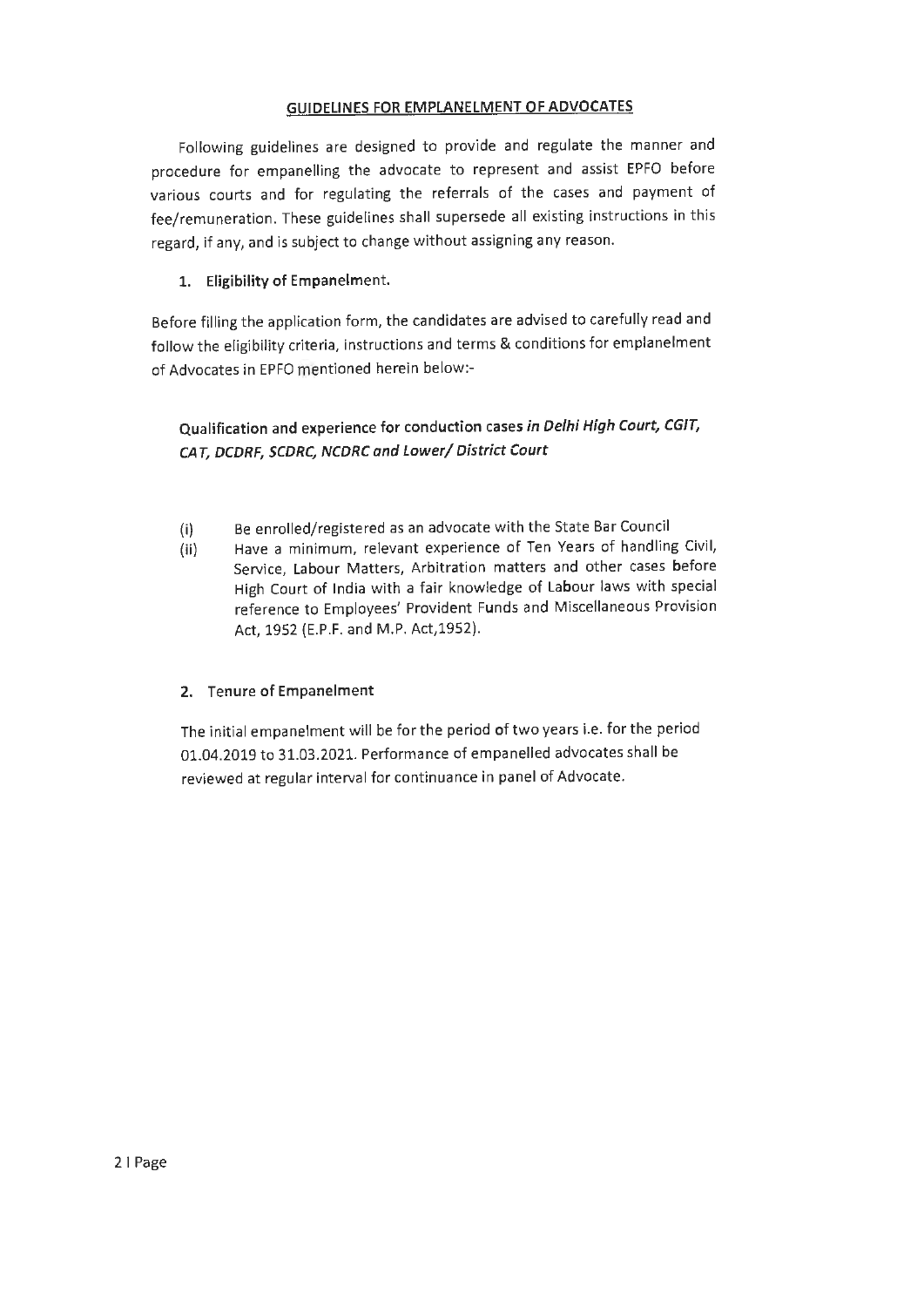## GUIDELINES FOR EMPLANELMENT OF ADVOCATES

Following guidelines are designed to provide and regulate the manner and procedure for empanelling the advocate to represent and assist EPFO before various courts and for regulating the referrals of the cases and payment of fee/remuneration. These guidelines shall supersede all existing instructions in this regard, if any, and is subject to change without assigning any reason.

### 1. Eligibility of Empanelment.

Before filling the application form, the candidates are advised to carefully read and follow the eligibility criteria, instructions and terms & conditions for emplanelment of Advocates in EPFO mentioned herein below:-

**Qualification and experience for conduction cases *in Delhi High Court, CGIT, CAT, DCDRF, SCDRC, NCDRC and Lower/ District Court***

(i) Be enrolled/registered as an advocate with the State Bar Council

(ii) Have a minimum, relevant experience of Ten Years of handling Civil, Service, Labour Matters, Arbitration matters and other cases before High Court of India with a fair knowledge of Labour laws with special reference to Employees' Provident Funds and Miscellaneous Provision Act, 1952 (E.P.F. and M.P. Act,1952).

### 2. Tenure of Empanelment

The initial empanelment will be for the period of two years i.e. for the period 01.04.2019 to 31.03.2021. Performance of empanelled advocates shall be reviewed at regular interval for continuance in panel of Advocate.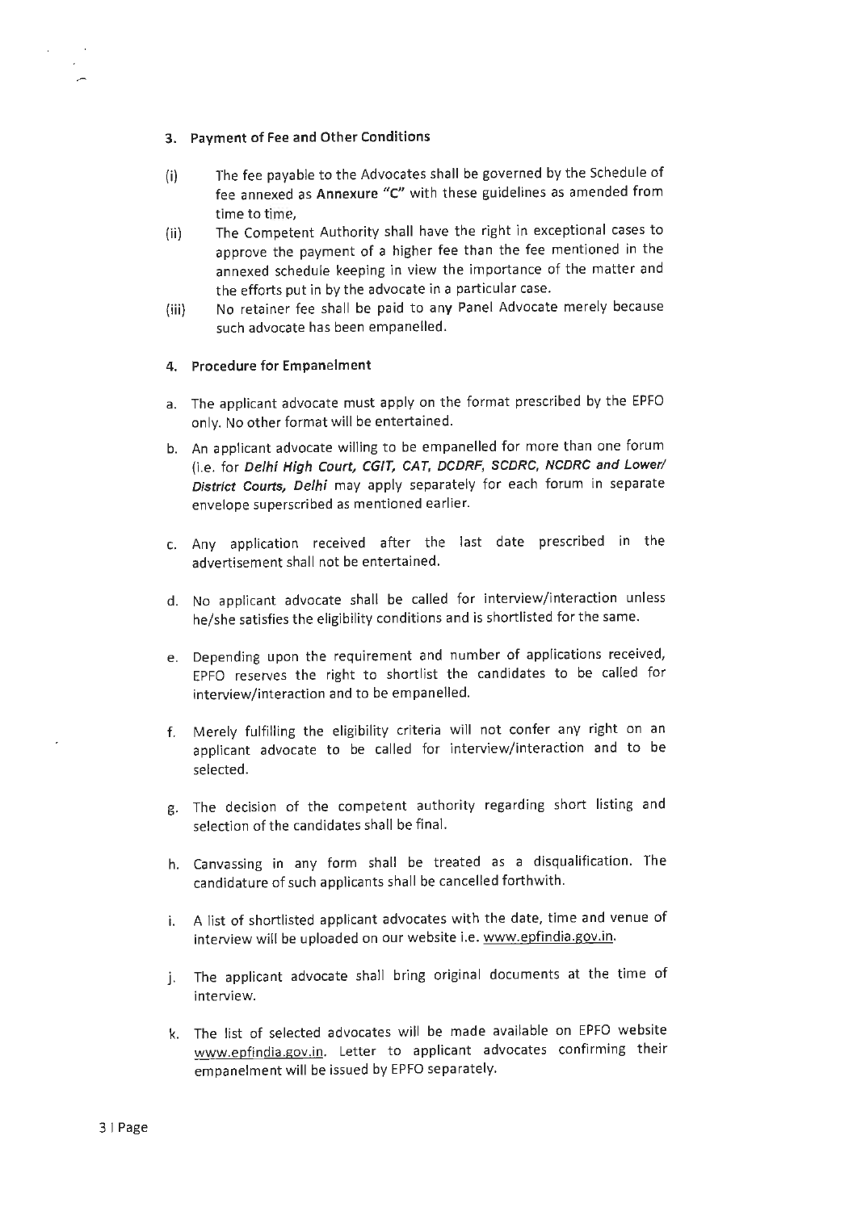### 3. Payment of Fee and Other Conditions

(i) The fee payable to the Advocates shall be governed by the Schedule of fee annexed as **Annexure "C"** with these guidelines as amended from time to time,

(ii) The Competent Authority shall have the right in exceptional cases to approve the payment of a higher fee than the fee mentioned in the annexed schedule keeping in view the importance of the matter and the efforts put in by the advocate in a particular case.

(iii) No retainer fee shall be paid to any Panel Advocate merely because such advocate has been empanelled.

### 4. Procedure for Empanelment

a. The applicant advocate must apply on the format prescribed by the EPFO only. No other format will be entertained.

b. An applicant advocate willing to be empanelled for more than one forum (i.e. for ***Delhi High Court, CGIT, CAT, DCDRF, SCDRC, NCDRC and Lower/ District Courts, Delhi*** may apply separately for each forum in separate envelope superscribed as mentioned earlier.

c. Any application received after the last date prescribed in the advertisement shall not be entertained.

d. No applicant advocate shall be called for interview/interaction unless he/she satisfies the eligibility conditions and is shortlisted for the same.

e. Depending upon the requirement and number of applications received, EPFO reserves the right to shortlist the candidates to be called for interview/interaction and to be empanelled.

f. Merely fulfilling the eligibility criteria will not confer any right on an applicant advocate to be called for interview/interaction and to be selected.

g. The decision of the competent authority regarding short listing and selection of the candidates shall be final.

h. Canvassing in any form shall be treated as a disqualification. The candidature of such applicants shall be cancelled forthwith.

i. A list of shortlisted applicant advocates with the date, time and venue of interview will be uploaded on our website i.e. www.epfindia.gov.in.

j. The applicant advocate shall bring original documents at the time of interview.

k. The list of selected advocates will be made available on EPFO website www.epfindia.gov.in. Letter to applicant advocates confirming their empanelment will be issued by EPFO separately.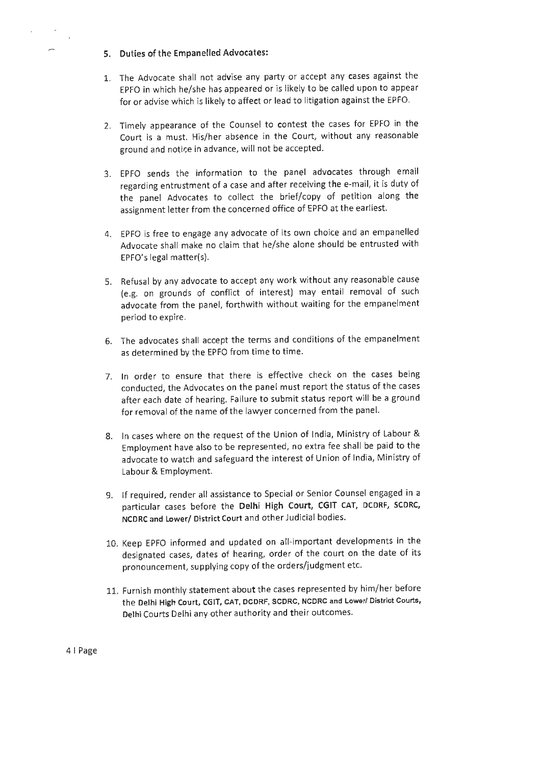## 5. Duties of the Empanelled Advocates:

1. The Advocate shall not advise any party or accept any cases against the EPFO in which he/she has appeared or is likely to be called upon to appear for or advise which is likely to affect or lead to litigation against the EPFO.

2. Timely appearance of the Counsel to contest the cases for EPFO in the Court is a must. His/her absence in the Court, without any reasonable ground and notice in advance, will not be accepted.

3. EPFO sends the information to the panel advocates through email regarding entrustment of a case and after receiving the e-mail, it is duty of the panel Advocates to collect the brief/copy of petition along the assignment letter from the concerned office of EPFO at the earliest.

4. EPFO is free to engage any advocate of its own choice and an empanelled Advocate shall make no claim that he/she alone should be entrusted with EPFO's legal matter(s).

5. Refusal by any advocate to accept any work without any reasonable cause (e.g. on grounds of conflict of interest) may entail removal of such advocate from the panel, forthwith without waiting for the empanelment period to expire.

6. The advocates shall accept the terms and conditions of the empanelment as determined by the EPFO from time to time.

7. In order to ensure that there is effective check on the cases being conducted, the Advocates on the panel must report the status of the cases after each date of hearing. Failure to submit status report will be a ground for removal of the name of the lawyer concerned from the panel.

8. In cases where on the request of the Union of India, Ministry of Labour & Employment have also to be represented, no extra fee shall be paid to the advocate to watch and safeguard the interest of Union of India, Ministry of Labour & Employment.

9. If required, render all assistance to Special or Senior Counsel engaged in a particular cases before the **Delhi High Court, CGIT CAT, DCDRF, SCDRC, NCDRC and Lower/ District Court** and other Judicial bodies.

10. Keep EPFO informed and updated on all-important developments in the designated cases, dates of hearing, order of the court on the date of its pronouncement, supplying copy of the orders/judgment etc.

11. Furnish monthly statement about the cases represented by him/her before the **Delhi High Court, CGIT, CAT, DCDRF, SCDRC, NCDRC and Lower/ District Courts, Delhi** Courts Delhi any other authority and their outcomes.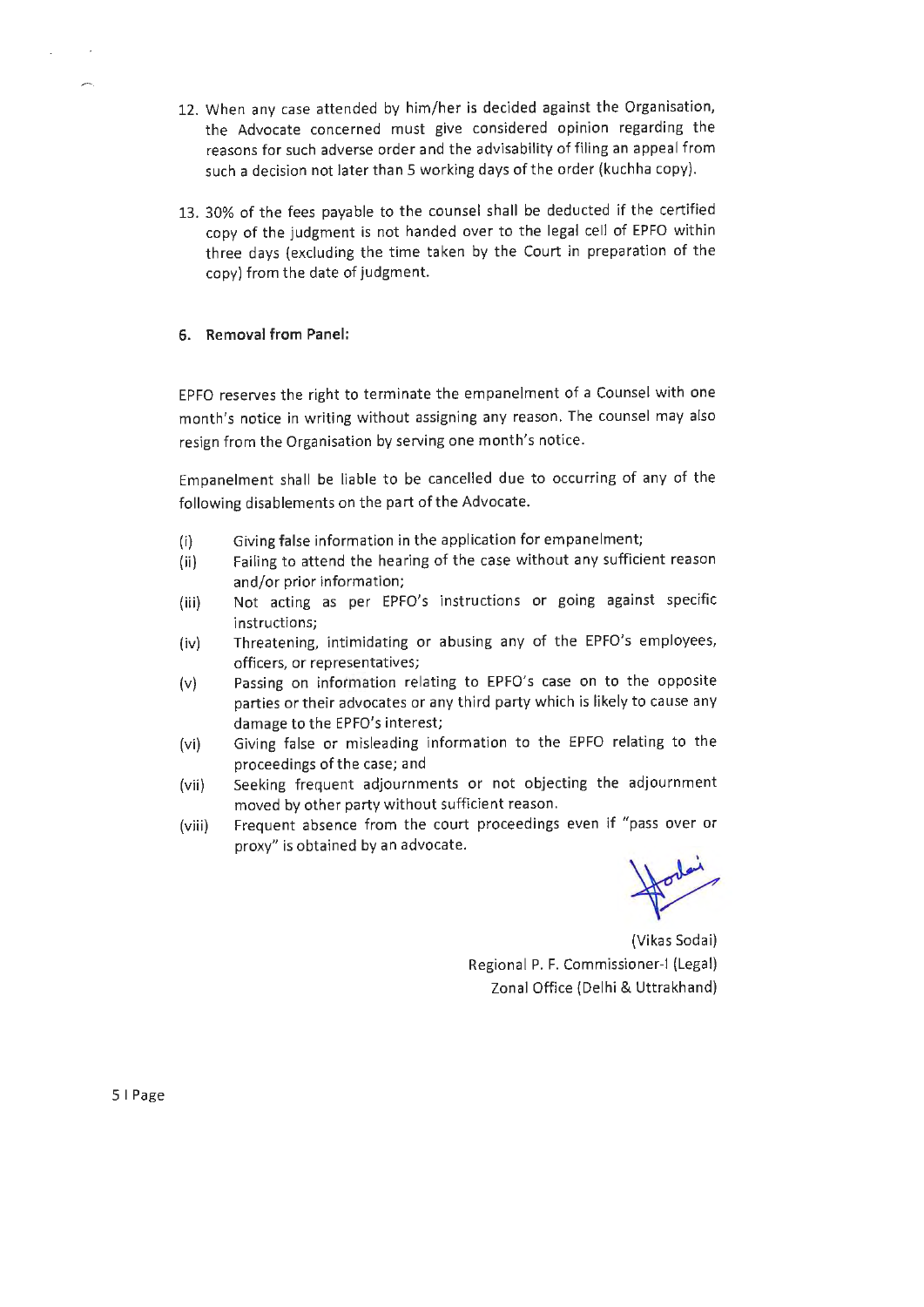12. When any case attended by him/her is decided against the Organisation, the Advocate concerned must give considered opinion regarding the reasons for such adverse order and the advisability of filing an appeal from such a decision not later than 5 working days of the order (kuchha copy).

13. 30% of the fees payable to the counsel shall be deducted if the certified copy of the judgment is not handed over to the legal cell of EPFO within three days (excluding the time taken by the Court in preparation of the copy) from the date of judgment.

**6. Removal from Panel:**

EPFO reserves the right to terminate the empanelment of a Counsel with one month's notice in writing without assigning any reason. The counsel may also resign from the Organisation by serving one month's notice.

Empanelment shall be liable to be cancelled due to occurring of any of the following disablements on the part of the Advocate.

(i) Giving false information in the application for empanelment;

(ii) Failing to attend the hearing of the case without any sufficient reason and/or prior information;

(iii) Not acting as per EPFO's instructions or going against specific instructions;

(iv) Threatening, intimidating or abusing any of the EPFO's employees, officers, or representatives;

(v) Passing on information relating to EPFO's case on to the opposite parties or their advocates or any third party which is likely to cause any damage to the EPFO's interest;

(vi) Giving false or misleading information to the EPFO relating to the proceedings of the case; and

(vii) Seeking frequent adjournments or not objecting the adjournment moved by other party without sufficient reason.

(viii) Frequent absence from the court proceedings even if "pass over or proxy" is obtained by an advocate.

(Vikas Sodai)
Regional P. F. Commissioner-I (Legal)
Zonal Office (Delhi & Uttrakhand)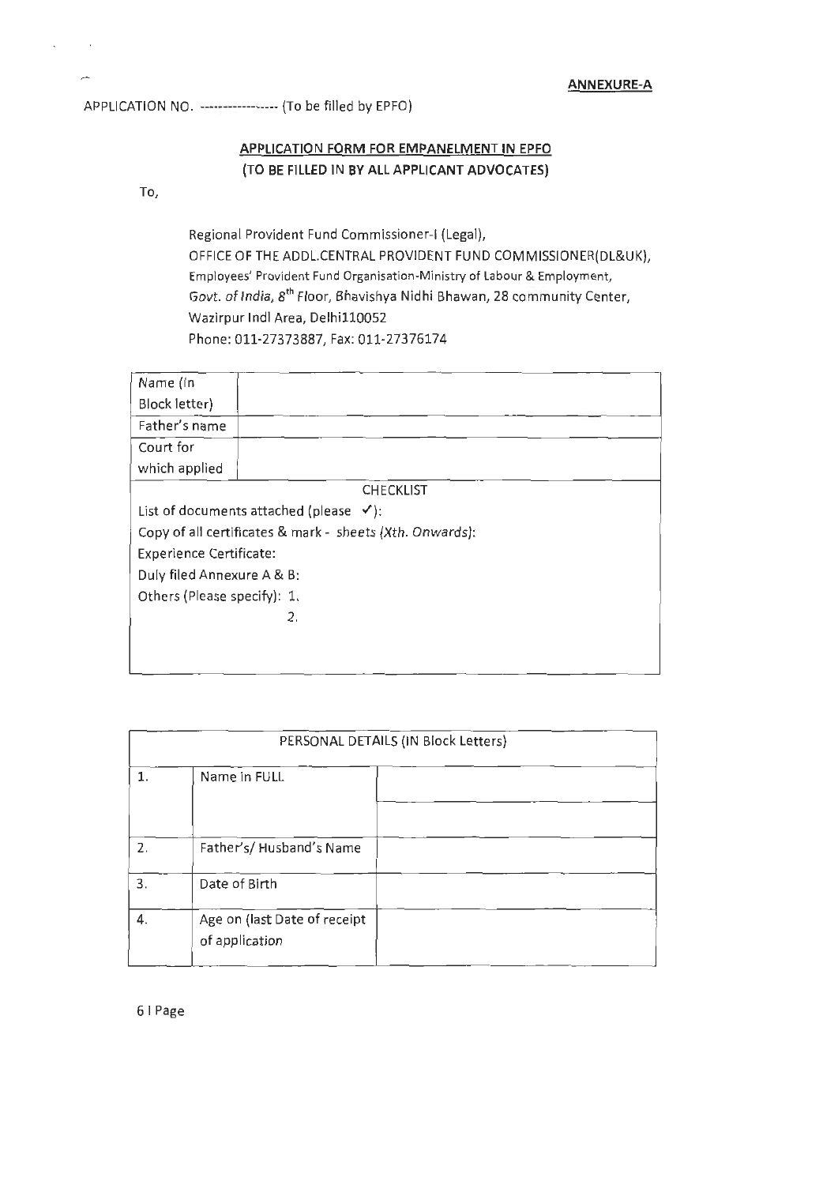**ANNEXURE-A**

APPLICATION NO. ---------------- (To be filled by EPFO)

## APPLICATION FORM FOR EMPANELMENT IN EPFO
### (TO BE FILLED IN BY ALL APPLICANT ADVOCATES)

To,

Regional Provident Fund Commissioner-I (Legal),
OFFICE OF THE ADDL.CENTRAL PROVIDENT FUND COMMISSIONER(DL&UK),
Employees' Provident Fund Organisation-Ministry of Labour & Employment,
Govt. of India, 8th Floor, Bhavishya Nidhi Bhawan, 28 community Center,
Wazirpur Indl Area, Delhi110052
Phone: 011-27373887, Fax: 011-27376174

| Name (In Block letter) | |
|---|---|
| Father's name | |
| Court for which applied | |
| CHECKLIST | |
| List of documents attached (please ✓): | |
| Copy of all certificates & mark - sheets (Xth. Onwards): | |
| Experience Certificate: | |
| Duly filed Annexure A & B: | |
| Others (Please specify): 1. | |
| 2. | |

| PERSONAL DETAILS (IN Block Letters) | | |
|---|---|---|
| 1. | Name in FULL | |
| | | |
| 2. | Father's/ Husband's Name | |
| 3. | Date of Birth | |
| 4. | Age on (last Date of receipt of application | |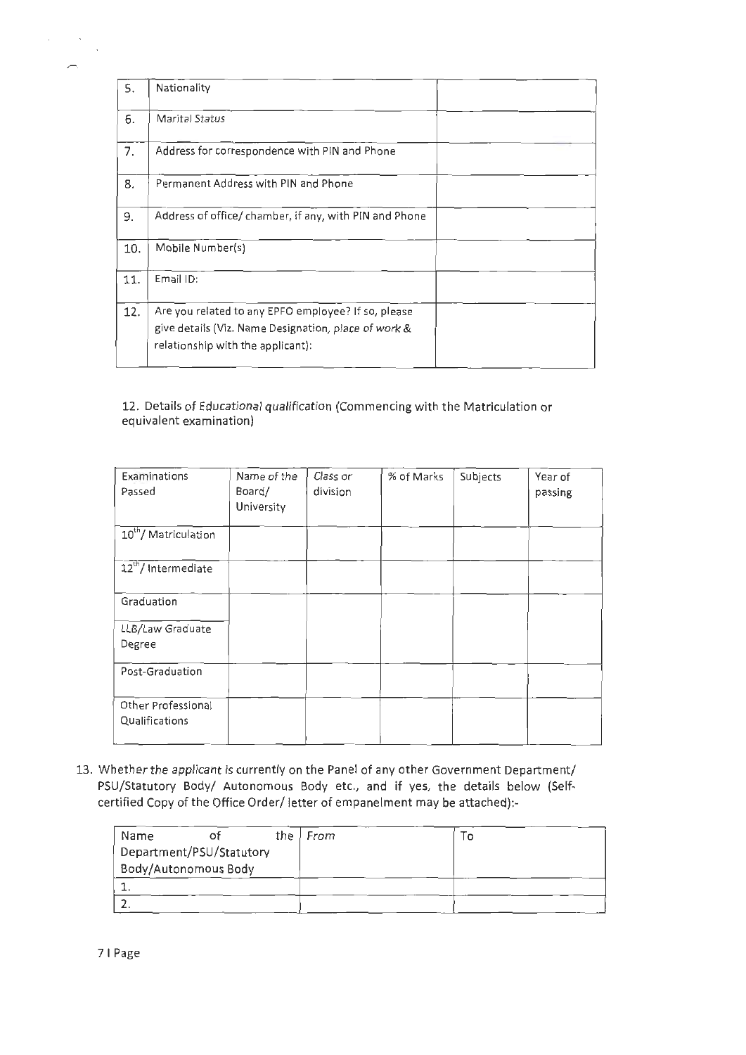| 5. | Nationality | |
|---|---|---|
| 6. | Marital Status | |
| 7. | Address for correspondence with PIN and Phone | |
| 8. | Permanent Address with PIN and Phone | |
| 9. | Address of office/ chamber, if any, with PIN and Phone | |
| 10. | Mobile Number(s) | |
| 11. | Email ID: | |
| 12. | Are you related to any EPFO employee? If so, please give details (Viz. Name Designation, place of work & relationship with the applicant): | |

12. Details of Educational qualification (Commencing with the Matriculation or equivalent examination)

| Examinations Passed | Name of the Board/ University | Class or division | % of Marks | Subjects | Year of passing |
|---|---|---|---|---|---|
| 10[th]/ Matriculation | | | | | |
| 12[th]/ Intermediate | | | | | |
| Graduation | | | | | |
| LLB/Law Graduate Degree | | | | | |
| Post-Graduation | | | | | |
| Other Professional Qualifications | | | | | |

13. Whether the applicant is currently on the Panel of any other Government Department/ PSU/Statutory Body/ Autonomous Body etc., and if yes, the details below (Self-certified Copy of the Office Order/ letter of empanelment may be attached):-

| Name of the Department/PSU/Statutory Body/Autonomous Body | From | To |
|---|---|---|
| 1. | | |
| 2. | | |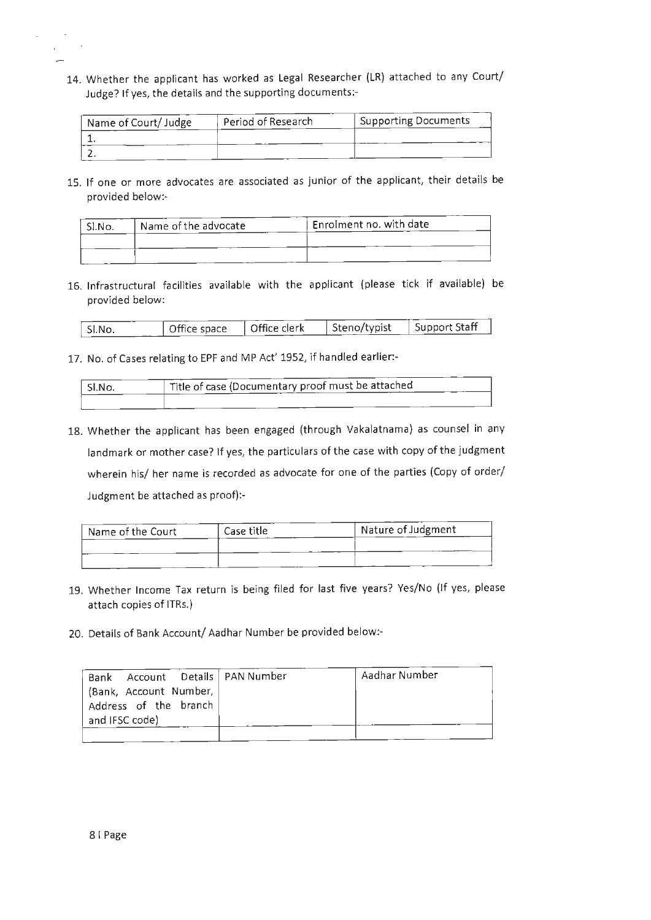14. Whether the applicant has worked as Legal Researcher (LR) attached to any Court/ Judge? If yes, the details and the supporting documents:-

| Name of Court/ Judge | Period of Research | Supporting Documents |
|---|---|---|
| 1. | | |
| 2. | | |

15. If one or more advocates are associated as junior of the applicant, their details be provided below:-

| Sl.No. | Name of the advocate | Enrolment no. with date |
|---|---|---|
| | | |
| | | |

16. Infrastructural facilities available with the applicant (please tick if available) be provided below:

| Sl.No. | Office space | Office clerk | Steno/typist | Support Staff |
|---|---|---|---|---|

17. No. of Cases relating to EPF and MP Act' 1952, if handled earlier:-

| Sl.No. | Title of case (Documentary proof must be attached |
|---|---|
| | |

18. Whether the applicant has been engaged (through Vakalatnama) as counsel in any landmark or mother case? If yes, the particulars of the case with copy of the judgment wherein his/ her name is recorded as advocate for one of the parties (Copy of order/ Judgment be attached as proof):-

| Name of the Court | Case title | Nature of Judgment |
|---|---|---|
| | | |
| | | |

19. Whether Income Tax return is being filed for last five years? Yes/No (If yes, please attach copies of ITRs.)

20. Details of Bank Account/ Aadhar Number be provided below:-

| Bank Account Details (Bank, Account Number, Address of the branch and IFSC code) | PAN Number | Aadhar Number |
|---|---|---|
| | | |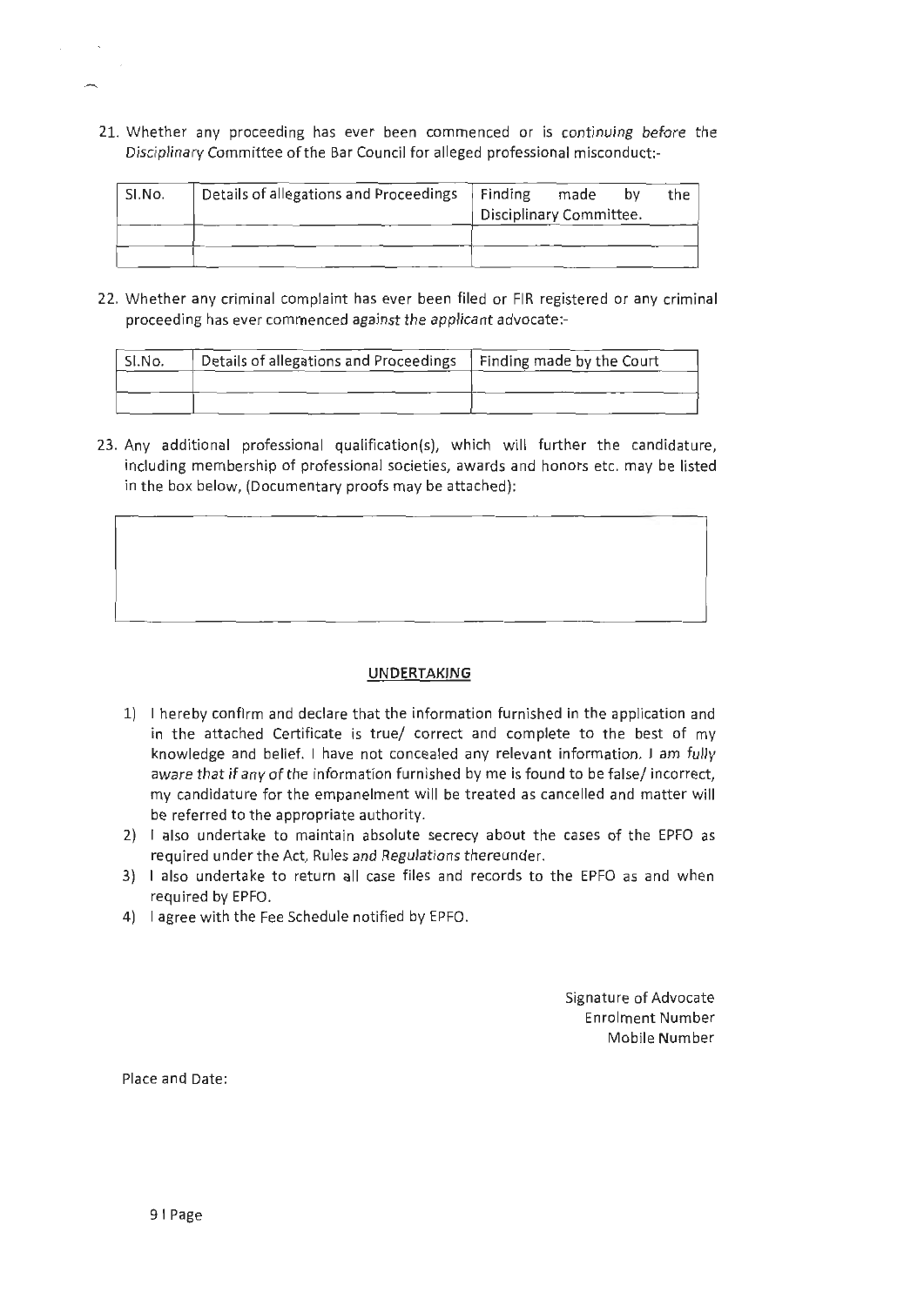21. Whether any proceeding has ever been commenced or is continuing before the Disciplinary Committee of the Bar Council for alleged professional misconduct:-

| Sl.No. | Details of allegations and Proceedings | Finding made by the Disciplinary Committee. |
|---|---|---|
| | | |
| | | |

22. Whether any criminal complaint has ever been filed or FIR registered or any criminal proceeding has ever commenced against the applicant advocate:-

| Sl.No. | Details of allegations and Proceedings | Finding made by the Court |
|---|---|---|
| | | |
| | | |

23. Any additional professional qualification(s), which will further the candidature, including membership of professional societies, awards and honors etc. may be listed in the box below, (Documentary proofs may be attached):

| |
|---|
| |

**UNDERTAKING**

1) I hereby confirm and declare that the information furnished in the application and in the attached Certificate is true/ correct and complete to the best of my knowledge and belief. I have not concealed any relevant information. I am fully aware that if any of the information furnished by me is found to be false/ incorrect, my candidature for the empanelment will be treated as cancelled and matter will be referred to the appropriate authority.
2) I also undertake to maintain absolute secrecy about the cases of the EPFO as required under the Act, Rules and Regulations thereunder.
3) I also undertake to return all case files and records to the EPFO as and when required by EPFO.
4) I agree with the Fee Schedule notified by EPFO.

Signature of Advocate
Enrolment Number
Mobile Number

Place and Date: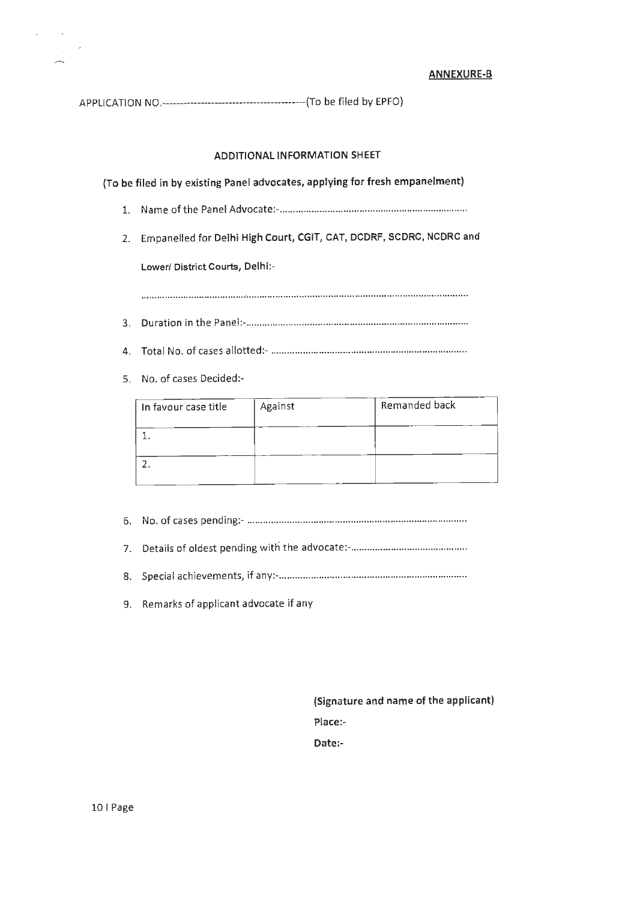**ANNEXURE-B**

APPLICATION NO.-----------------------------------------(To be filed by EPFO)

**ADDITIONAL INFORMATION SHEET**

**(To be filed in by existing Panel advocates, applying for fresh empanelment)**

1. Name of the Panel Advocate:-………………………………………………………………
2. Empanelled for **Delhi High Court, CGIT, CAT, DCDRF, SCDRC, NCDRC and Lower/ District Courts, Delhi:-**

   ……………………………………………………………………………………………………………
3. Duration in the Panel:-…………………………………………………………………………
4. Total No. of cases allotted:- …………………………………………………………………
5. No. of cases Decided:-

| In favour case title | Against | Remanded back |
|---|---|---|
| 1. | | |
| 2. | | |

6. No. of cases pending:- ……………………………………………………………………………
7. Details of oldest pending with the advocate:-……………………………………………
8. Special achievements, if any:-……………………………………………………………………
9. Remarks of applicant advocate if any

**(Signature and name of the applicant)**

**Place:-**

**Date:-**